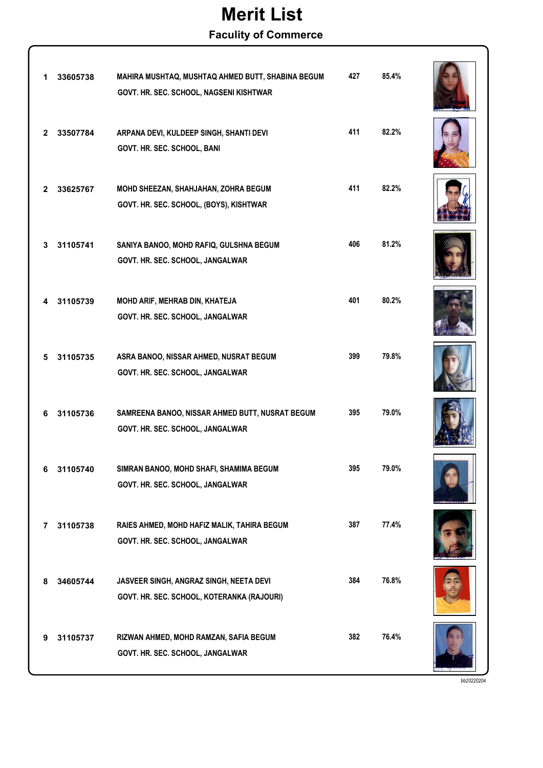# Merit List

## Faculty of Commerce

| | | | | |
|---|---|---|---|---|
| 1 | 33605738 | MAHIRA MUSHTAQ, MUSHTAQ AHMED BUTT, SHABINA BEGUM<br>GOVT. HR. SEC. SCHOOL, NAGSENI KISHTWAR | 427 | 85.4% |
| 2 | 33507784 | ARPANA DEVI, KULDEEP SINGH, SHANTI DEVI<br>GOVT. HR. SEC. SCHOOL, BANI | 411 | 82.2% |
| 2 | 33625767 | MOHD SHEEZAN, SHAHJAHAN, ZOHRA BEGUM<br>GOVT. HR. SEC. SCHOOL, (BOYS), KISHTWAR | 411 | 82.2% |
| 3 | 31105741 | SANIYA BANOO, MOHD RAFIQ, GULSHNA BEGUM<br>GOVT. HR. SEC. SCHOOL, JANGALWAR | 406 | 81.2% |
| 4 | 31105739 | MOHD ARIF, MEHRAB DIN, KHATEJA<br>GOVT. HR. SEC. SCHOOL, JANGALWAR | 401 | 80.2% |
| 5 | 31105735 | ASRA BANOO, NISSAR AHMED, NUSRAT BEGUM<br>GOVT. HR. SEC. SCHOOL, JANGALWAR | 399 | 79.8% |
| 6 | 31105736 | SAMREENA BANOO, NISSAR AHMED BUTT, NUSRAT BEGUM<br>GOVT. HR. SEC. SCHOOL, JANGALWAR | 395 | 79.0% |
| 6 | 31105740 | SIMRAN BANOO, MOHD SHAFI, SHAMIMA BEGUM<br>GOVT. HR. SEC. SCHOOL, JANGALWAR | 395 | 79.0% |
| 7 | 31105738 | RAIES AHMED, MOHD HAFIZ MALIK, TAHIRA BEGUM<br>GOVT. HR. SEC. SCHOOL, JANGALWAR | 387 | 77.4% |
| 8 | 34605744 | JASVEER SINGH, ANGRAZ SINGH, NEETA DEVI<br>GOVT. HR. SEC. SCHOOL, KOTERANKA (RAJOURI) | 384 | 76.8% |
| 9 | 31105737 | RIZWAN AHMED, MOHD RAMZAN, SAFIA BEGUM<br>GOVT. HR. SEC. SCHOOL, JANGALWAR | 382 | 76.4% |

bb20220204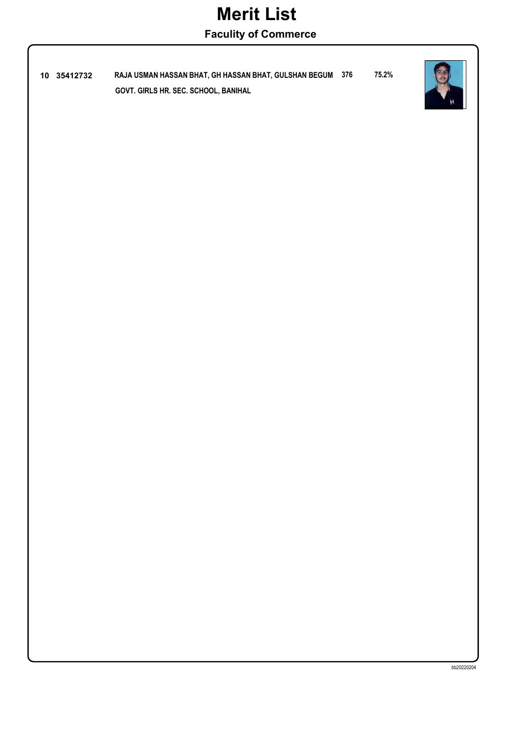# Merit List

## Faculity of Commerce

| | | | | |
|---|---|---|---|---|
| 10 | 35412732 | RAJA USMAN HASSAN BHAT, GH HASSAN BHAT, GULSHAN BEGUM<br>GOVT. GIRLS HR. SEC. SCHOOL, BANIHAL | 376 | 75.2% |

bb20220204